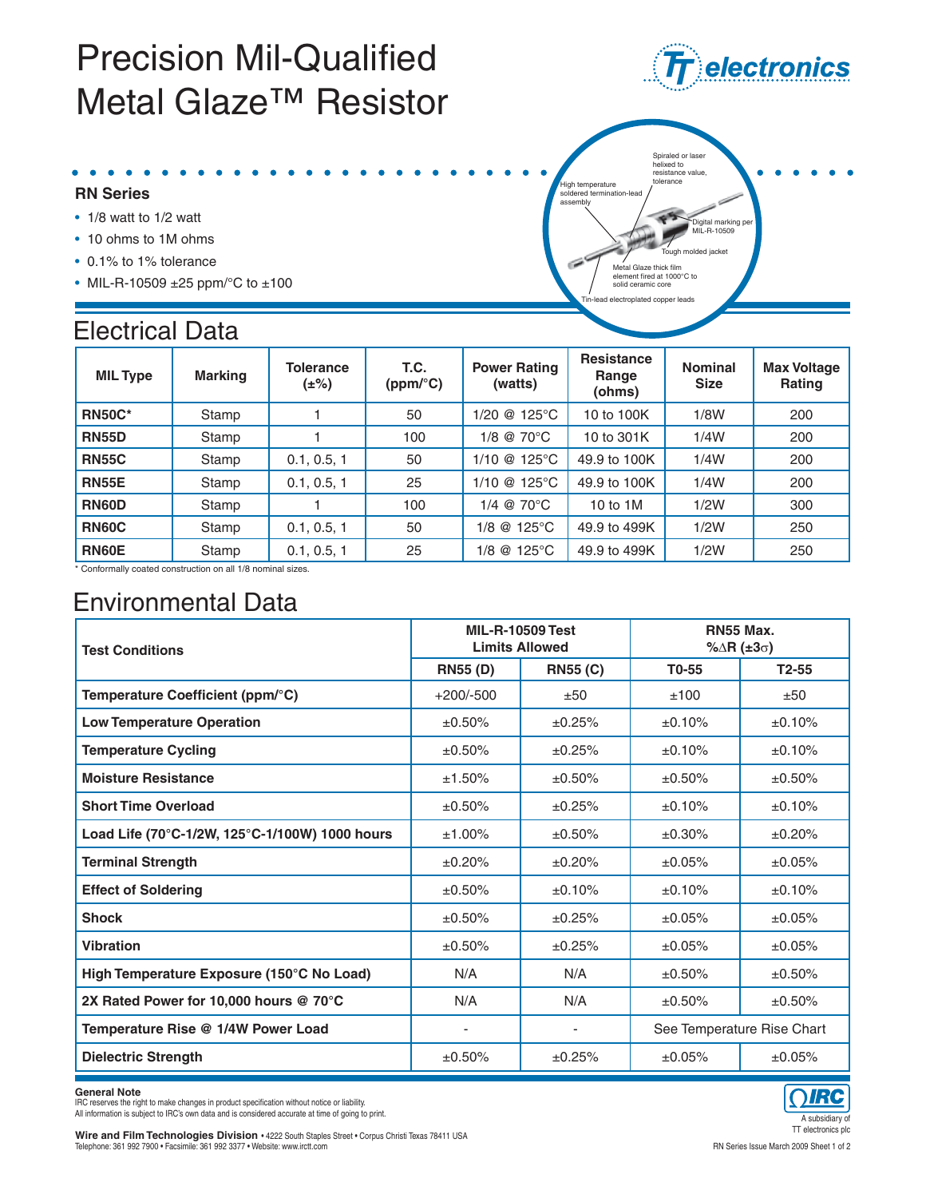# Precision Mil-Qualified Metal Glaze™ Resistor

## RN Series

- 1/8 watt to 1/2 watt
- 10 ohms to 1M ohms
- 0.1% to 1% tolerance
- MIL-R-10509 ±25 ppm/°C to ±100

High temperature soldered termination-lead assembly

Spiraled or laser helixed to resistance value, tolerance

Digital marking per MIL-R-10509

Tough molded jacket

Metal Glaze thick film element fired at 1000°C to solid ceramic core

Tin-lead electroplated copper leads

## Electrical Data

| MIL Type | Marking | Tolerance (±%) | T.C. (ppm/°C) | Power Rating (watts) | Resistance Range (ohms) | Nominal Size | Max Voltage Rating |
|---|---|---|---|---|---|---|---|
| **RN50C*** | Stamp | 1 | 50 | 1/20 @ 125°C | 10 to 100K | 1/8W | 200 |
| **RN55D** | Stamp | 1 | 100 | 1/8 @ 70°C | 10 to 301K | 1/4W | 200 |
| **RN55C** | Stamp | 0.1, 0.5, 1 | 50 | 1/10 @ 125°C | 49.9 to 100K | 1/4W | 200 |
| **RN55E** | Stamp | 0.1, 0.5, 1 | 25 | 1/10 @ 125°C | 49.9 to 100K | 1/4W | 200 |
| **RN60D** | Stamp | 1 | 100 | 1/4 @ 70°C | 10 to 1M | 1/2W | 300 |
| **RN60C** | Stamp | 0.1, 0.5, 1 | 50 | 1/8 @ 125°C | 49.9 to 499K | 1/2W | 250 |
| **RN60E** | Stamp | 0.1, 0.5, 1 | 25 | 1/8 @ 125°C | 49.9 to 499K | 1/2W | 250 |

* Conformally coated construction on all 1/8 nominal sizes.

## Environmental Data

| Test Conditions | MIL-R-10509 Test Limits Allowed | | RN55 Max. %ΔR (±3σ) | |
|---|---|---|---|---|
| | **RN55 (D)** | **RN55 (C)** | **T0-55** | **T2-55** |
| **Temperature Coefficient (ppm/°C)** | +200/-500 | ±50 | ±100 | ±50 |
| **Low Temperature Operation** | ±0.50% | ±0.25% | ±0.10% | ±0.10% |
| **Temperature Cycling** | ±0.50% | ±0.25% | ±0.10% | ±0.10% |
| **Moisture Resistance** | ±1.50% | ±0.50% | ±0.50% | ±0.50% |
| **Short Time Overload** | ±0.50% | ±0.25% | ±0.10% | ±0.10% |
| **Load Life (70°C-1/2W, 125°C-1/100W) 1000 hours** | ±1.00% | ±0.50% | ±0.30% | ±0.20% |
| **Terminal Strength** | ±0.20% | ±0.20% | ±0.05% | ±0.05% |
| **Effect of Soldering** | ±0.50% | ±0.10% | ±0.10% | ±0.10% |
| **Shock** | ±0.50% | ±0.25% | ±0.05% | ±0.05% |
| **Vibration** | ±0.50% | ±0.25% | ±0.05% | ±0.05% |
| **High Temperature Exposure (150°C No Load)** | N/A | N/A | ±0.50% | ±0.50% |
| **2X Rated Power for 10,000 hours @ 70°C** | N/A | N/A | ±0.50% | ±0.50% |
| **Temperature Rise @ 1/4W Power Load** | - | - | See Temperature Rise Chart | |
| **Dielectric Strength** | ±0.50% | ±0.25% | ±0.05% | ±0.05% |

**General Note**
IRC reserves the right to make changes in product specification without notice or liability.
All information is subject to IRC's own data and is considered accurate at time of going to print.

**Wire and Film Technologies Division** • 4222 South Staples Street • Corpus Christi Texas 78411 USA
Telephone: 361 992 7900 • Facsimile: 361 992 3377 • Website: www.irctt.com

A subsidiary of TT electronics plc

RN Series Issue March 2009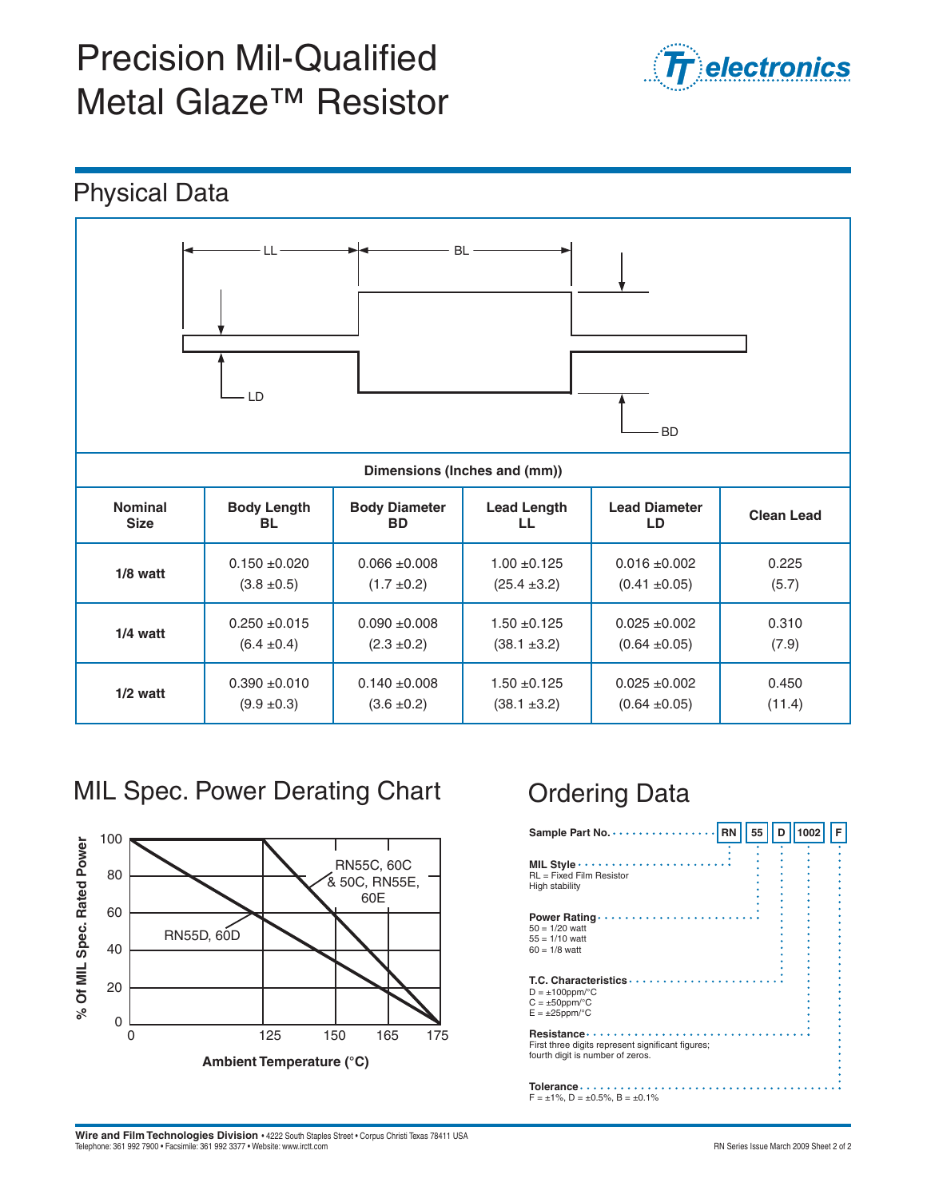# Precision Mil-Qualified Metal Glaze™ Resistor

## Physical Data

LL

BL

LD

BD

| Dimensions (Inches and (mm)) | | | | | |
|---|---|---|---|---|---|
| **Nominal Size** | **Body Length BL** | **Body Diameter BD** | **Lead Length LL** | **Lead Diameter LD** | **Clean Lead** |
| **1/8 watt** | 0.150 ±0.020 (3.8 ±0.5) | 0.066 ±0.008 (1.7 ±0.2) | 1.00 ±0.125 (25.4 ±3.2) | 0.016 ±0.002 (0.41 ±0.05) | 0.225 (5.7) |
| **1/4 watt** | 0.250 ±0.015 (6.4 ±0.4) | 0.090 ±0.008 (2.3 ±0.2) | 1.50 ±0.125 (38.1 ±3.2) | 0.025 ±0.002 (0.64 ±0.05) | 0.310 (7.9) |
| **1/2 watt** | 0.390 ±0.010 (9.9 ±0.3) | 0.140 ±0.008 (3.6 ±0.2) | 1.50 ±0.125 (38.1 ±3.2) | 0.025 ±0.002 (0.64 ±0.05) | 0.450 (11.4) |

## MIL Spec. Power Derating Chart

% Of MIL Spec. Rated Power

100
80
60
40
20
0

0
125
150
165
175

Ambient Temperature (°C)

RN55C, 60C & 50C, RN55E, 60E

RN55D, 60D

## Ordering Data

**Sample Part No.** RN | 55 | D | 1002 | F

**MIL Style**
RL = Fixed Film Resistor
High stability

**Power Rating**
50 = 1/20 watt
55 = 1/10 watt
60 = 1/8 watt

**T.C. Characteristics**
D = ±100ppm/°C
C = ±50ppm/°C
E = ±25ppm/°C

**Resistance**
First three digits represent significant figures;
fourth digit is number of zeros.

**Tolerance**
F = ±1%, D = ±0.5%, B = ±0.1%

**Wire and Film Technologies Division** • 4222 South Staples Street • Corpus Christi Texas 78411 USA
Telephone: 361 992 7900 • Facsimile: 361 992 3377 • Website: www.irctt.com

RN Series Issue March 2009